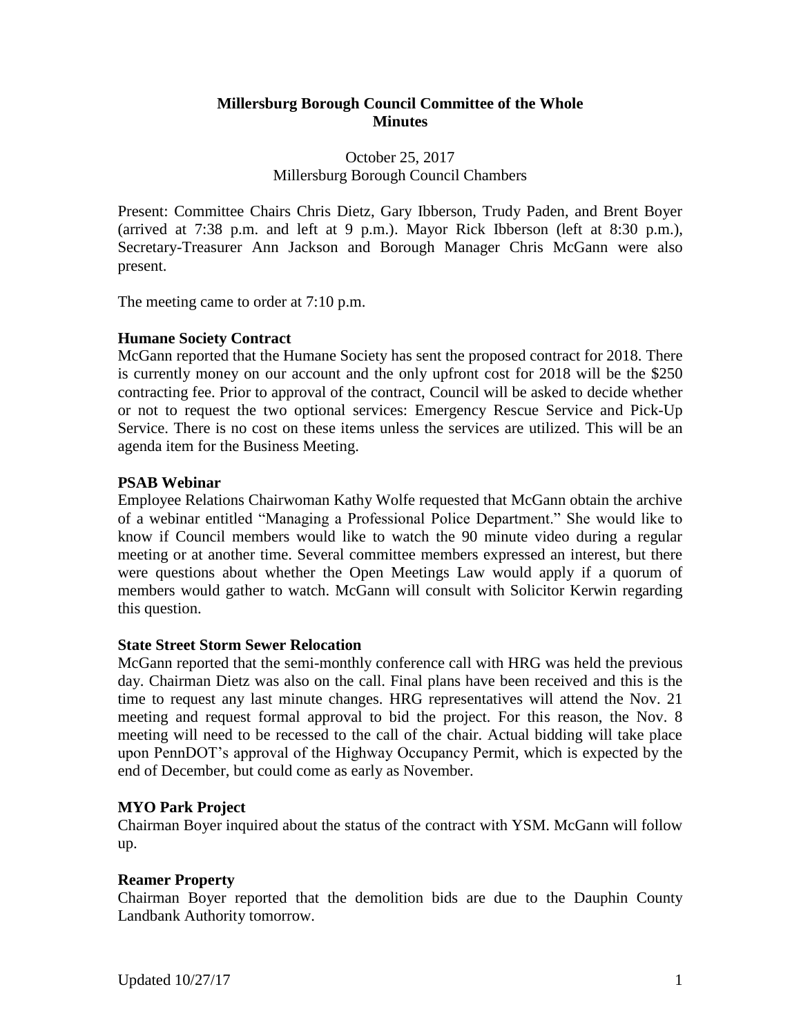# Millersburg Borough Council Committee of the Whole Minutes

October 25, 2017
Millersburg Borough Council Chambers

Present: Committee Chairs Chris Dietz, Gary Ibberson, Trudy Paden, and Brent Boyer (arrived at 7:38 p.m. and left at 9 p.m.). Mayor Rick Ibberson (left at 8:30 p.m.), Secretary-Treasurer Ann Jackson and Borough Manager Chris McGann were also present.

The meeting came to order at 7:10 p.m.

**Humane Society Contract**

McGann reported that the Humane Society has sent the proposed contract for 2018. There is currently money on our account and the only upfront cost for 2018 will be the $250 contracting fee. Prior to approval of the contract, Council will be asked to decide whether or not to request the two optional services: Emergency Rescue Service and Pick-Up Service. There is no cost on these items unless the services are utilized. This will be an agenda item for the Business Meeting.

**PSAB Webinar**

Employee Relations Chairwoman Kathy Wolfe requested that McGann obtain the archive of a webinar entitled "Managing a Professional Police Department." She would like to know if Council members would like to watch the 90 minute video during a regular meeting or at another time. Several committee members expressed an interest, but there were questions about whether the Open Meetings Law would apply if a quorum of members would gather to watch. McGann will consult with Solicitor Kerwin regarding this question.

**State Street Storm Sewer Relocation**

McGann reported that the semi-monthly conference call with HRG was held the previous day. Chairman Dietz was also on the call. Final plans have been received and this is the time to request any last minute changes. HRG representatives will attend the Nov. 21 meeting and request formal approval to bid the project. For this reason, the Nov. 8 meeting will need to be recessed to the call of the chair. Actual bidding will take place upon PennDOT's approval of the Highway Occupancy Permit, which is expected by the end of December, but could come as early as November.

**MYO Park Project**

Chairman Boyer inquired about the status of the contract with YSM. McGann will follow up.

**Reamer Property**

Chairman Boyer reported that the demolition bids are due to the Dauphin County Landbank Authority tomorrow.

Updated 10/27/17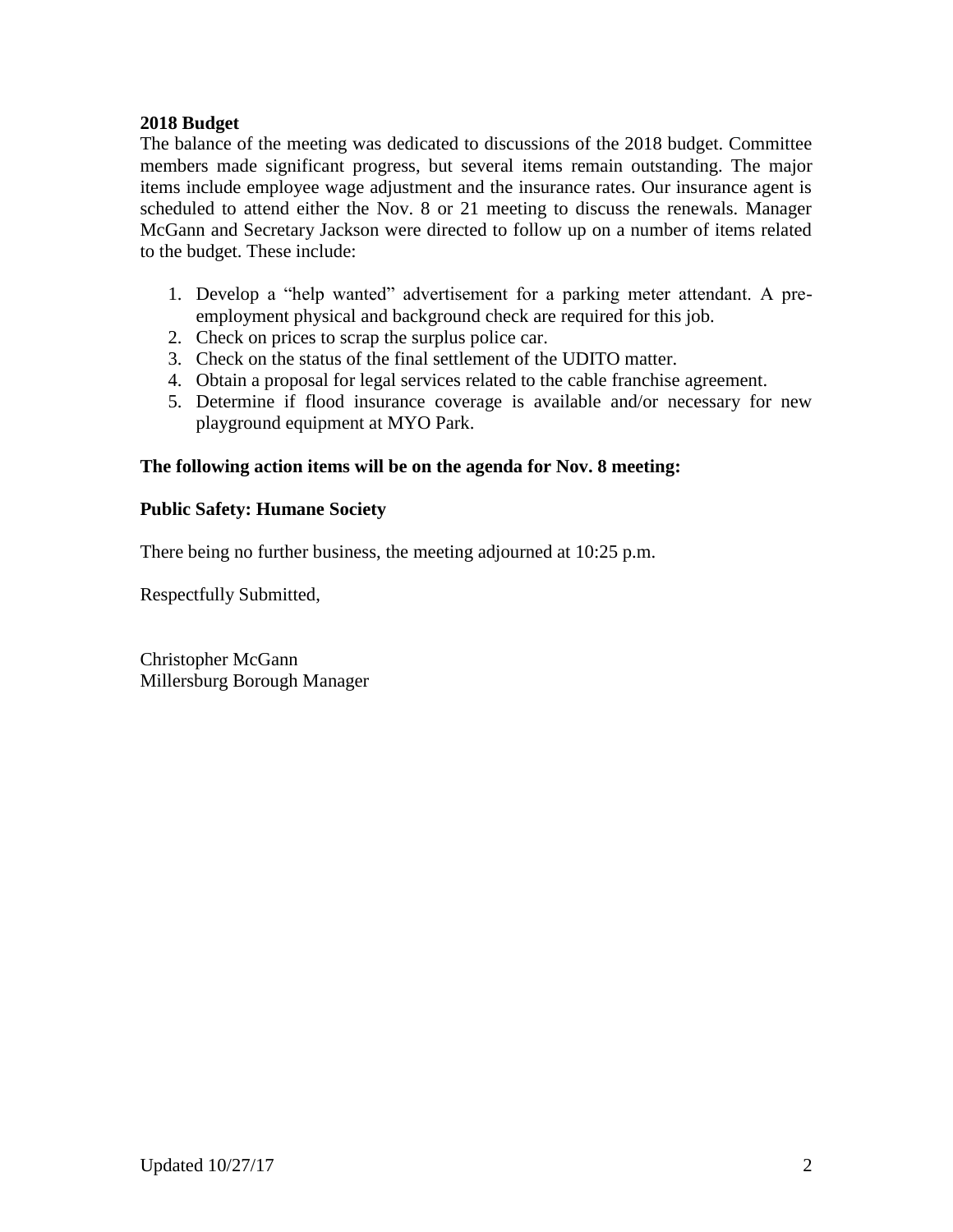**2018 Budget**

The balance of the meeting was dedicated to discussions of the 2018 budget. Committee members made significant progress, but several items remain outstanding. The major items include employee wage adjustment and the insurance rates. Our insurance agent is scheduled to attend either the Nov. 8 or 21 meeting to discuss the renewals. Manager McGann and Secretary Jackson were directed to follow up on a number of items related to the budget. These include:

1. Develop a "help wanted" advertisement for a parking meter attendant. A pre-employment physical and background check are required for this job.
2. Check on prices to scrap the surplus police car.
3. Check on the status of the final settlement of the UDITO matter.
4. Obtain a proposal for legal services related to the cable franchise agreement.
5. Determine if flood insurance coverage is available and/or necessary for new playground equipment at MYO Park.

**The following action items will be on the agenda for Nov. 8 meeting:**

**Public Safety: Humane Society**

There being no further business, the meeting adjourned at 10:25 p.m.

Respectfully Submitted,

Christopher McGann
Millersburg Borough Manager

Updated 10/27/17